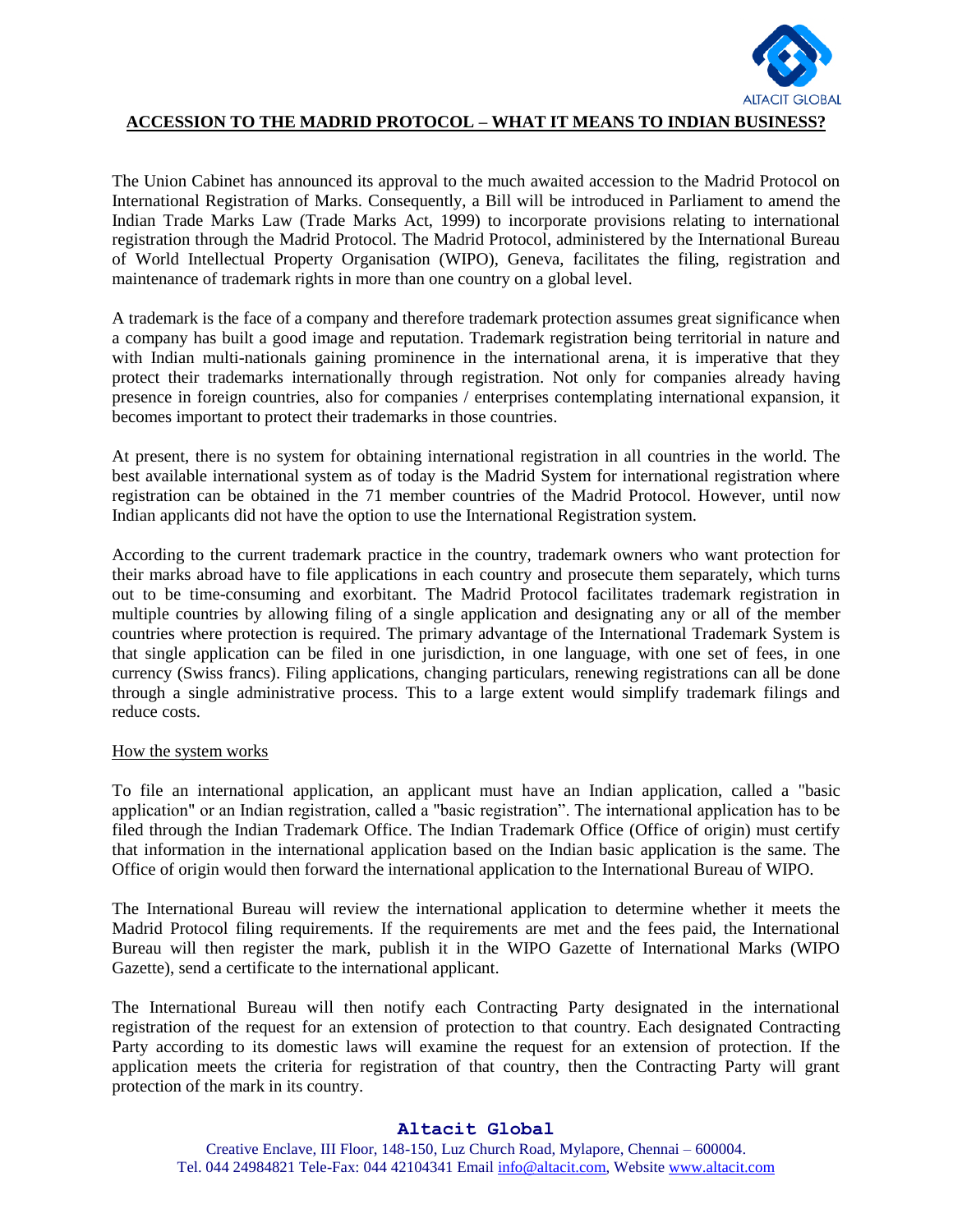# ACCESSION TO THE MADRID PROTOCOL – WHAT IT MEANS TO INDIAN BUSINESS?

The Union Cabinet has announced its approval to the much awaited accession to the Madrid Protocol on International Registration of Marks. Consequently, a Bill will be introduced in Parliament to amend the Indian Trade Marks Law (Trade Marks Act, 1999) to incorporate provisions relating to international registration through the Madrid Protocol. The Madrid Protocol, administered by the International Bureau of World Intellectual Property Organisation (WIPO), Geneva, facilitates the filing, registration and maintenance of trademark rights in more than one country on a global level.

A trademark is the face of a company and therefore trademark protection assumes great significance when a company has built a good image and reputation. Trademark registration being territorial in nature and with Indian multi-nationals gaining prominence in the international arena, it is imperative that they protect their trademarks internationally through registration. Not only for companies already having presence in foreign countries, also for companies / enterprises contemplating international expansion, it becomes important to protect their trademarks in those countries.

At present, there is no system for obtaining international registration in all countries in the world. The best available international system as of today is the Madrid System for international registration where registration can be obtained in the 71 member countries of the Madrid Protocol. However, until now Indian applicants did not have the option to use the International Registration system.

According to the current trademark practice in the country, trademark owners who want protection for their marks abroad have to file applications in each country and prosecute them separately, which turns out to be time-consuming and exorbitant. The Madrid Protocol facilitates trademark registration in multiple countries by allowing filing of a single application and designating any or all of the member countries where protection is required. The primary advantage of the International Trademark System is that single application can be filed in one jurisdiction, in one language, with one set of fees, in one currency (Swiss francs). Filing applications, changing particulars, renewing registrations can all be done through a single administrative process. This to a large extent would simplify trademark filings and reduce costs.

## How the system works

To file an international application, an applicant must have an Indian application, called a "basic application" or an Indian registration, called a "basic registration". The international application has to be filed through the Indian Trademark Office. The Indian Trademark Office (Office of origin) must certify that information in the international application based on the Indian basic application is the same. The Office of origin would then forward the international application to the International Bureau of WIPO.

The International Bureau will review the international application to determine whether it meets the Madrid Protocol filing requirements. If the requirements are met and the fees paid, the International Bureau will then register the mark, publish it in the WIPO Gazette of International Marks (WIPO Gazette), send a certificate to the international applicant.

The International Bureau will then notify each Contracting Party designated in the international registration of the request for an extension of protection to that country. Each designated Contracting Party according to its domestic laws will examine the request for an extension of protection. If the application meets the criteria for registration of that country, then the Contracting Party will grant protection of the mark in its country.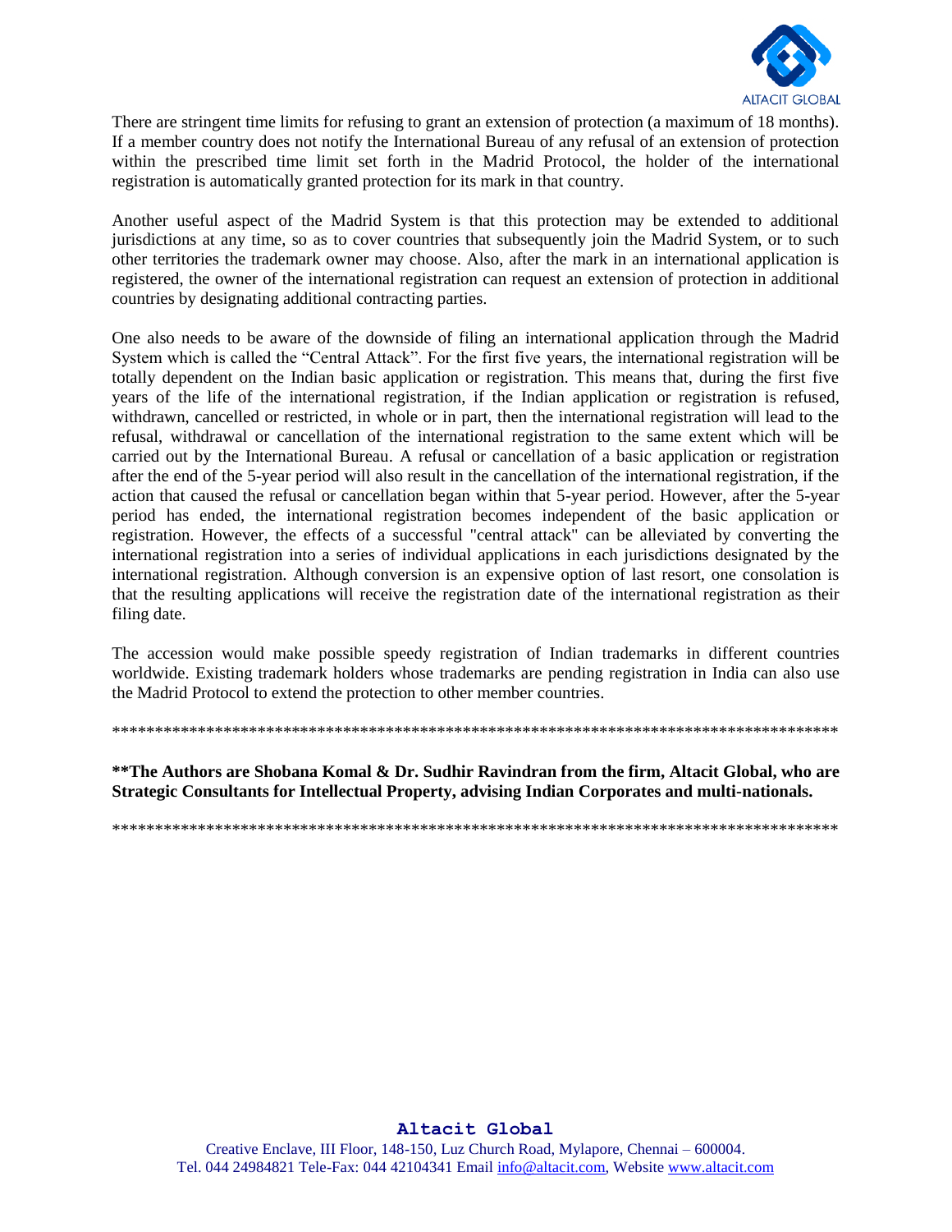There are stringent time limits for refusing to grant an extension of protection (a maximum of 18 months). If a member country does not notify the International Bureau of any refusal of an extension of protection within the prescribed time limit set forth in the Madrid Protocol, the holder of the international registration is automatically granted protection for its mark in that country.

Another useful aspect of the Madrid System is that this protection may be extended to additional jurisdictions at any time, so as to cover countries that subsequently join the Madrid System, or to such other territories the trademark owner may choose. Also, after the mark in an international application is registered, the owner of the international registration can request an extension of protection in additional countries by designating additional contracting parties.

One also needs to be aware of the downside of filing an international application through the Madrid System which is called the "Central Attack". For the first five years, the international registration will be totally dependent on the Indian basic application or registration. This means that, during the first five years of the life of the international registration, if the Indian application or registration is refused, withdrawn, cancelled or restricted, in whole or in part, then the international registration will lead to the refusal, withdrawal or cancellation of the international registration to the same extent which will be carried out by the International Bureau. A refusal or cancellation of a basic application or registration after the end of the 5-year period will also result in the cancellation of the international registration, if the action that caused the refusal or cancellation began within that 5-year period. However, after the 5-year period has ended, the international registration becomes independent of the basic application or registration. However, the effects of a successful "central attack" can be alleviated by converting the international registration into a series of individual applications in each jurisdictions designated by the international registration. Although conversion is an expensive option of last resort, one consolation is that the resulting applications will receive the registration date of the international registration as their filing date.

The accession would make possible speedy registration of Indian trademarks in different countries worldwide. Existing trademark holders whose trademarks are pending registration in India can also use the Madrid Protocol to extend the protection to other member countries.

*****************************************************************************************

**\*\*The Authors are Shobana Komal & Dr. Sudhir Ravindran from the firm, Altacit Global, who are Strategic Consultants for Intellectual Property, advising Indian Corporates and multi-nationals.**

*****************************************************************************************